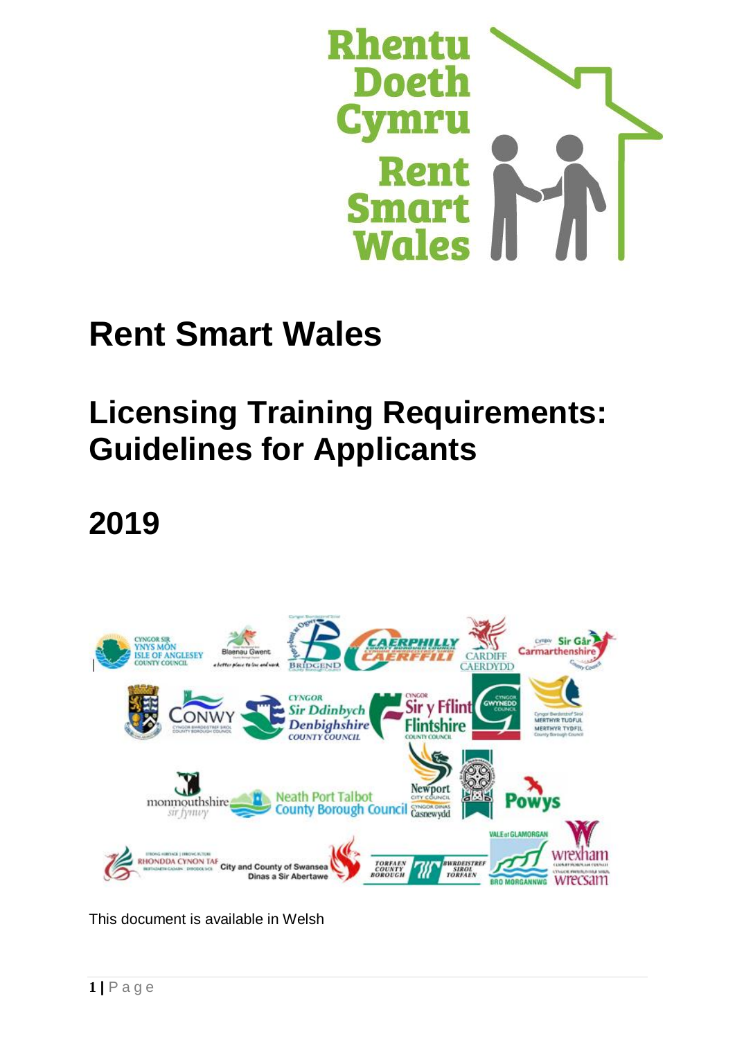# Rent Smart Wales

# Licensing Training Requirements: Guidelines for Applicants

# 2019

This document is available in Welsh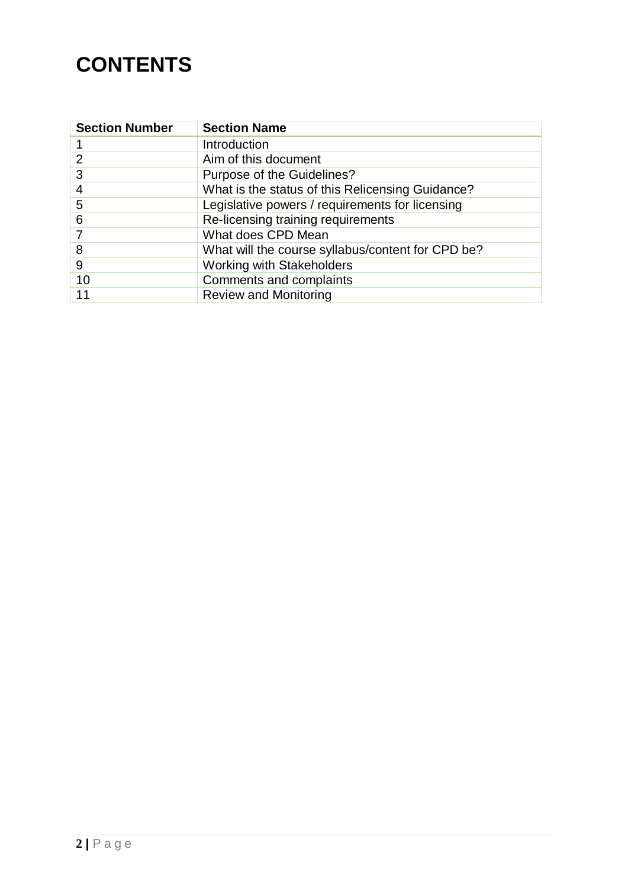# CONTENTS

| Section Number | Section Name |
|---|---|
| 1 | Introduction |
| 2 | Aim of this document |
| 3 | Purpose of the Guidelines? |
| 4 | What is the status of this Relicensing Guidance? |
| 5 | Legislative powers / requirements for licensing |
| 6 | Re-licensing training requirements |
| 7 | What does CPD Mean |
| 8 | What will the course syllabus/content for CPD be? |
| 9 | Working with Stakeholders |
| 10 | Comments and complaints |
| 11 | Review and Monitoring |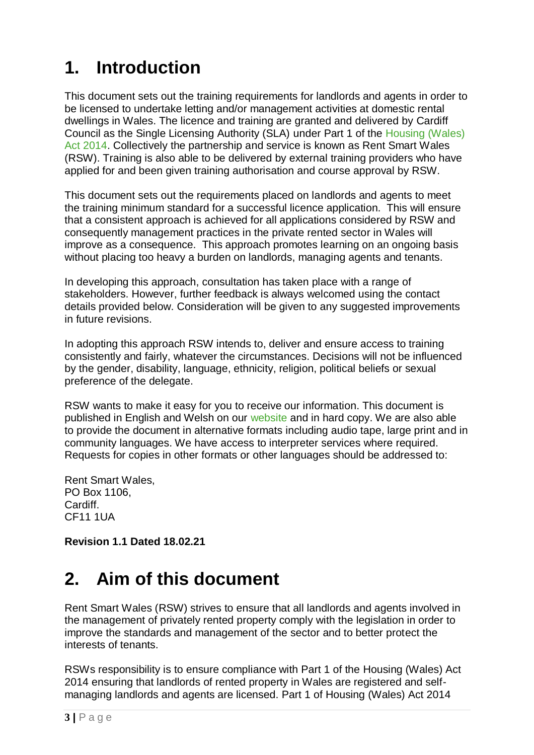# 1. Introduction

This document sets out the training requirements for landlords and agents in order to be licensed to undertake letting and/or management activities at domestic rental dwellings in Wales. The licence and training are granted and delivered by Cardiff Council as the Single Licensing Authority (SLA) under Part 1 of the Housing (Wales) Act 2014. Collectively the partnership and service is known as Rent Smart Wales (RSW). Training is also able to be delivered by external training providers who have applied for and been given training authorisation and course approval by RSW.

This document sets out the requirements placed on landlords and agents to meet the training minimum standard for a successful licence application. This will ensure that a consistent approach is achieved for all applications considered by RSW and consequently management practices in the private rented sector in Wales will improve as a consequence. This approach promotes learning on an ongoing basis without placing too heavy a burden on landlords, managing agents and tenants.

In developing this approach, consultation has taken place with a range of stakeholders. However, further feedback is always welcomed using the contact details provided below. Consideration will be given to any suggested improvements in future revisions.

In adopting this approach RSW intends to, deliver and ensure access to training consistently and fairly, whatever the circumstances. Decisions will not be influenced by the gender, disability, language, ethnicity, religion, political beliefs or sexual preference of the delegate.

RSW wants to make it easy for you to receive our information. This document is published in English and Welsh on our website and in hard copy. We are also able to provide the document in alternative formats including audio tape, large print and in community languages. We have access to interpreter services where required. Requests for copies in other formats or other languages should be addressed to:

Rent Smart Wales,
PO Box 1106,
Cardiff.
CF11 1UA

**Revision 1.1 Dated 18.02.21**

# 2. Aim of this document

Rent Smart Wales (RSW) strives to ensure that all landlords and agents involved in the management of privately rented property comply with the legislation in order to improve the standards and management of the sector and to better protect the interests of tenants.

RSWs responsibility is to ensure compliance with Part 1 of the Housing (Wales) Act 2014 ensuring that landlords of rented property in Wales are registered and self-managing landlords and agents are licensed. Part 1 of Housing (Wales) Act 2014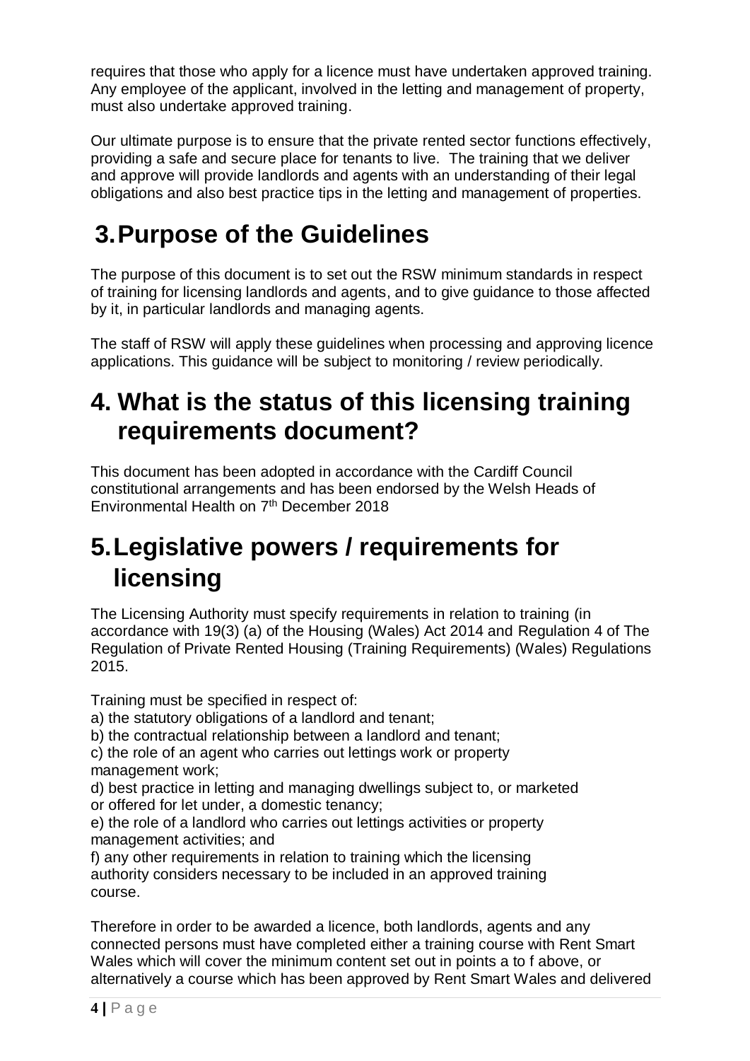requires that those who apply for a licence must have undertaken approved training. Any employee of the applicant, involved in the letting and management of property, must also undertake approved training.

Our ultimate purpose is to ensure that the private rented sector functions effectively, providing a safe and secure place for tenants to live. The training that we deliver and approve will provide landlords and agents with an understanding of their legal obligations and also best practice tips in the letting and management of properties.

# 3. Purpose of the Guidelines

The purpose of this document is to set out the RSW minimum standards in respect of training for licensing landlords and agents, and to give guidance to those affected by it, in particular landlords and managing agents.

The staff of RSW will apply these guidelines when processing and approving licence applications. This guidance will be subject to monitoring / review periodically.

# 4. What is the status of this licensing training requirements document?

This document has been adopted in accordance with the Cardiff Council constitutional arrangements and has been endorsed by the Welsh Heads of Environmental Health on 7th December 2018

# 5. Legislative powers / requirements for licensing

The Licensing Authority must specify requirements in relation to training (in accordance with 19(3) (a) of the Housing (Wales) Act 2014 and Regulation 4 of The Regulation of Private Rented Housing (Training Requirements) (Wales) Regulations 2015.

Training must be specified in respect of:

a) the statutory obligations of a landlord and tenant;

b) the contractual relationship between a landlord and tenant;

c) the role of an agent who carries out lettings work or property management work;

d) best practice in letting and managing dwellings subject to, or marketed or offered for let under, a domestic tenancy;

e) the role of a landlord who carries out lettings activities or property management activities; and

f) any other requirements in relation to training which the licensing authority considers necessary to be included in an approved training course.

Therefore in order to be awarded a licence, both landlords, agents and any connected persons must have completed either a training course with Rent Smart Wales which will cover the minimum content set out in points a to f above, or alternatively a course which has been approved by Rent Smart Wales and delivered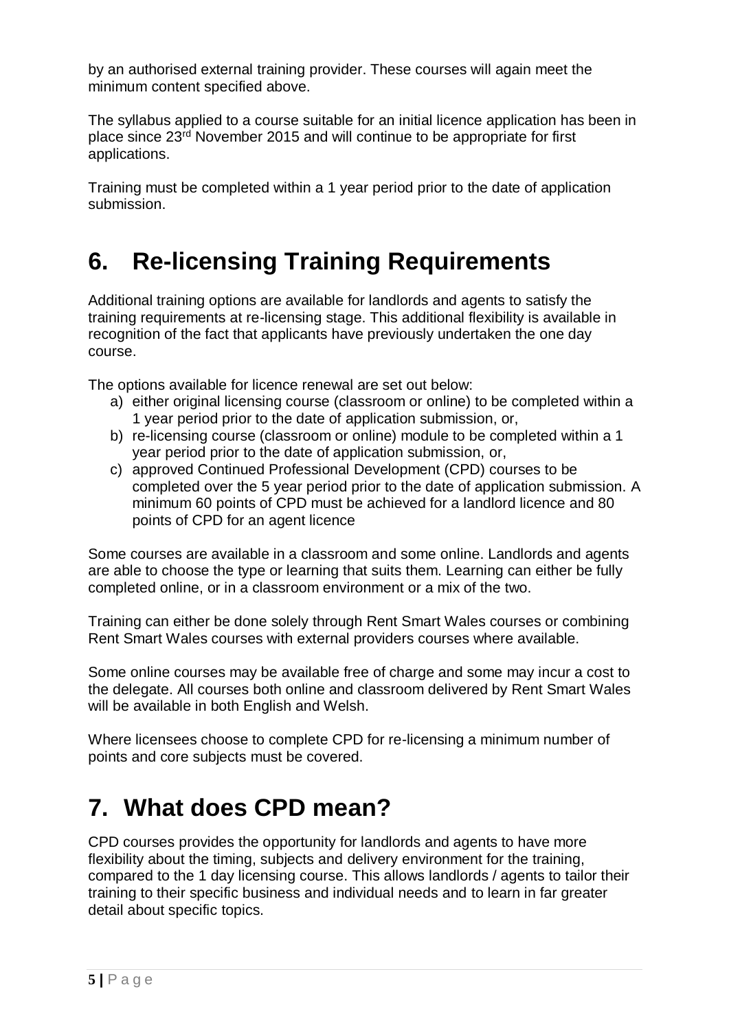by an authorised external training provider. These courses will again meet the minimum content specified above.

The syllabus applied to a course suitable for an initial licence application has been in place since 23rd November 2015 and will continue to be appropriate for first applications.

Training must be completed within a 1 year period prior to the date of application submission.

# 6. Re-licensing Training Requirements

Additional training options are available for landlords and agents to satisfy the training requirements at re-licensing stage. This additional flexibility is available in recognition of the fact that applicants have previously undertaken the one day course.

The options available for licence renewal are set out below:

a) either original licensing course (classroom or online) to be completed within a 1 year period prior to the date of application submission, or,
b) re-licensing course (classroom or online) module to be completed within a 1 year period prior to the date of application submission, or,
c) approved Continued Professional Development (CPD) courses to be completed over the 5 year period prior to the date of application submission. A minimum 60 points of CPD must be achieved for a landlord licence and 80 points of CPD for an agent licence

Some courses are available in a classroom and some online. Landlords and agents are able to choose the type or learning that suits them. Learning can either be fully completed online, or in a classroom environment or a mix of the two.

Training can either be done solely through Rent Smart Wales courses or combining Rent Smart Wales courses with external providers courses where available.

Some online courses may be available free of charge and some may incur a cost to the delegate. All courses both online and classroom delivered by Rent Smart Wales will be available in both English and Welsh.

Where licensees choose to complete CPD for re-licensing a minimum number of points and core subjects must be covered.

# 7. What does CPD mean?

CPD courses provides the opportunity for landlords and agents to have more flexibility about the timing, subjects and delivery environment for the training, compared to the 1 day licensing course. This allows landlords / agents to tailor their training to their specific business and individual needs and to learn in far greater detail about specific topics.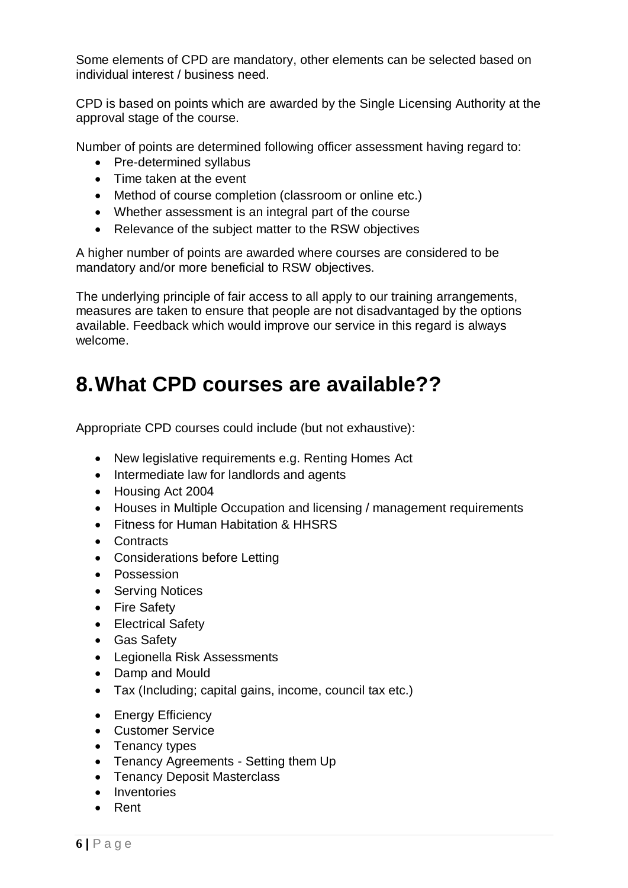Some elements of CPD are mandatory, other elements can be selected based on individual interest / business need.

CPD is based on points which are awarded by the Single Licensing Authority at the approval stage of the course.

Number of points are determined following officer assessment having regard to:

- Pre-determined syllabus
- Time taken at the event
- Method of course completion (classroom or online etc.)
- Whether assessment is an integral part of the course
- Relevance of the subject matter to the RSW objectives

A higher number of points are awarded where courses are considered to be mandatory and/or more beneficial to RSW objectives.

The underlying principle of fair access to all apply to our training arrangements, measures are taken to ensure that people are not disadvantaged by the options available. Feedback which would improve our service in this regard is always welcome.

# 8. What CPD courses are available??

Appropriate CPD courses could include (but not exhaustive):

- New legislative requirements e.g. Renting Homes Act
- Intermediate law for landlords and agents
- Housing Act 2004
- Houses in Multiple Occupation and licensing / management requirements
- Fitness for Human Habitation & HHSRS
- Contracts
- Considerations before Letting
- Possession
- Serving Notices
- Fire Safety
- Electrical Safety
- Gas Safety
- Legionella Risk Assessments
- Damp and Mould
- Tax (Including; capital gains, income, council tax etc.)
- Energy Efficiency
- Customer Service
- Tenancy types
- Tenancy Agreements - Setting them Up
- Tenancy Deposit Masterclass
- Inventories
- Rent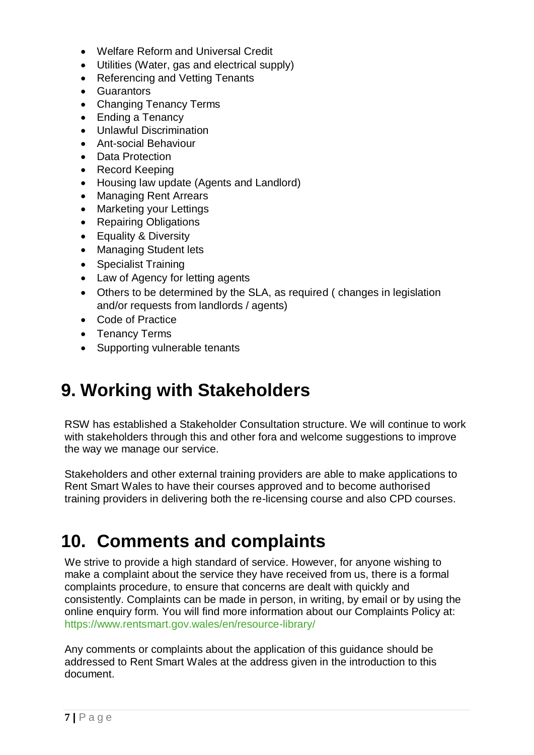- Welfare Reform and Universal Credit
- Utilities (Water, gas and electrical supply)
- Referencing and Vetting Tenants
- Guarantors
- Changing Tenancy Terms
- Ending a Tenancy
- Unlawful Discrimination
- Ant-social Behaviour
- Data Protection
- Record Keeping
- Housing law update (Agents and Landlord)
- Managing Rent Arrears
- Marketing your Lettings
- Repairing Obligations
- Equality & Diversity
- Managing Student lets
- Specialist Training
- Law of Agency for letting agents
- Others to be determined by the SLA, as required ( changes in legislation and/or requests from landlords / agents)
- Code of Practice
- Tenancy Terms
- Supporting vulnerable tenants

# 9. Working with Stakeholders

RSW has established a Stakeholder Consultation structure. We will continue to work with stakeholders through this and other fora and welcome suggestions to improve the way we manage our service.

Stakeholders and other external training providers are able to make applications to Rent Smart Wales to have their courses approved and to become authorised training providers in delivering both the re-licensing course and also CPD courses.

# 10. Comments and complaints

We strive to provide a high standard of service. However, for anyone wishing to make a complaint about the service they have received from us, there is a formal complaints procedure, to ensure that concerns are dealt with quickly and consistently. Complaints can be made in person, in writing, by email or by using the online enquiry form. You will find more information about our Complaints Policy at: https://www.rentsmart.gov.wales/en/resource-library/

Any comments or complaints about the application of this guidance should be addressed to Rent Smart Wales at the address given in the introduction to this document.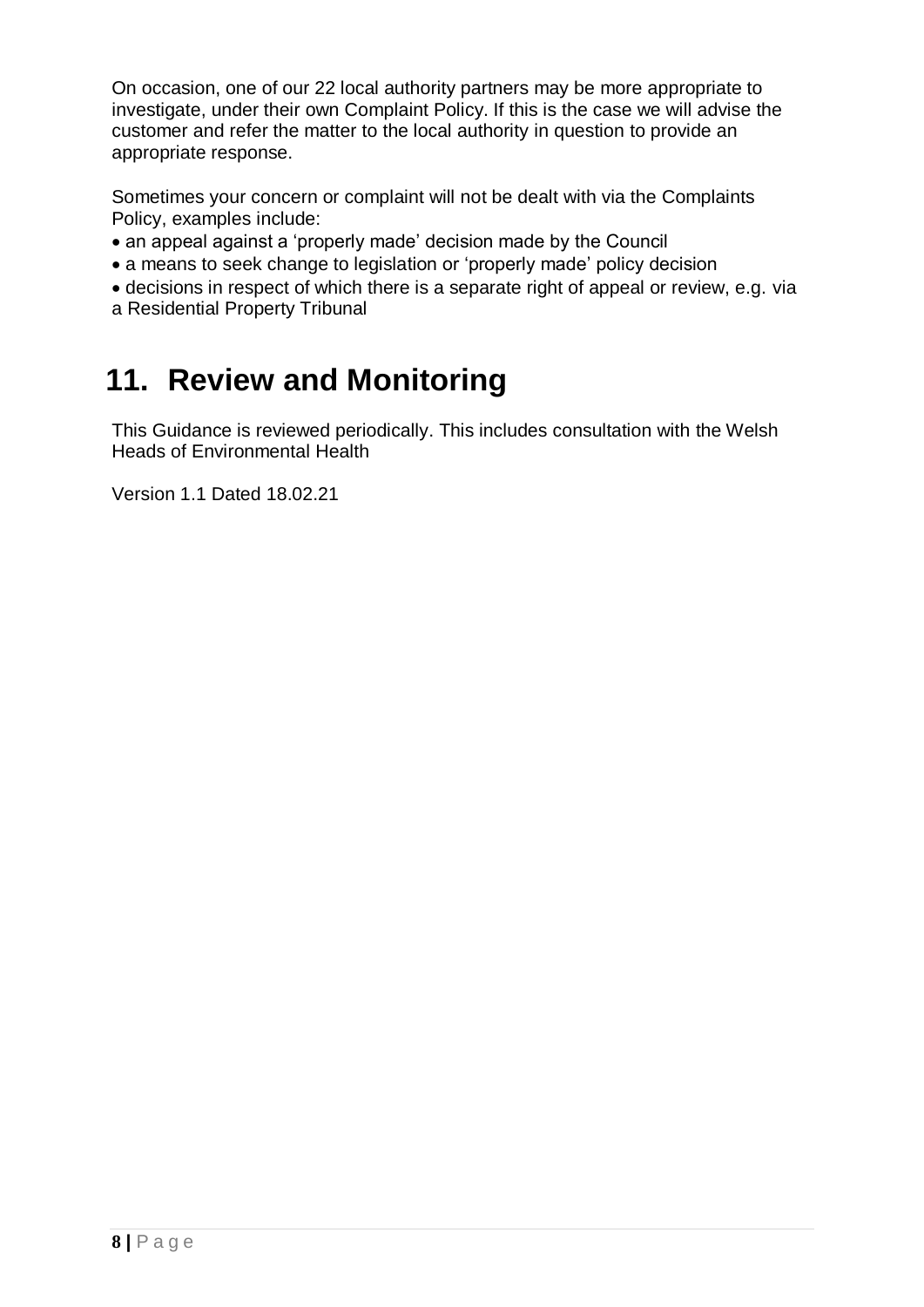On occasion, one of our 22 local authority partners may be more appropriate to investigate, under their own Complaint Policy. If this is the case we will advise the customer and refer the matter to the local authority in question to provide an appropriate response.

Sometimes your concern or complaint will not be dealt with via the Complaints Policy, examples include:

- an appeal against a 'properly made' decision made by the Council
- a means to seek change to legislation or 'properly made' policy decision
- decisions in respect of which there is a separate right of appeal or review, e.g. via a Residential Property Tribunal

# 11. Review and Monitoring

This Guidance is reviewed periodically. This includes consultation with the Welsh Heads of Environmental Health

Version 1.1 Dated 18.02.21